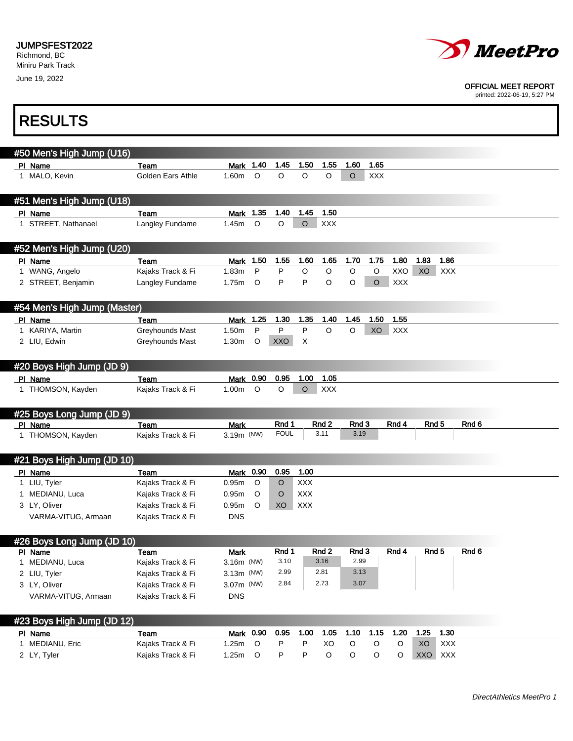JUMPSFEST2022
Richmond, BC
Miniru Park Track
June 19, 2022

OFFICIAL MEET REPORT
printed: 2022-06-19, 5:27 PM

# RESULTS

## #50 Men's High Jump (U16)

| Pl | Name | Team | Mark | 1.40 | 1.45 | 1.50 | 1.55 | 1.60 | 1.65 |
|---|---|---|---|---|---|---|---|---|---|
| 1 | MALO, Kevin | Golden Ears Athle | 1.60m | O | O | O | O | O | XXX |

## #51 Men's High Jump (U18)

| Pl | Name | Team | Mark | 1.35 | 1.40 | 1.45 | 1.50 |
|---|---|---|---|---|---|---|---|
| 1 | STREET, Nathanael | Langley Fundame | 1.45m | O | O | O | XXX |

## #52 Men's High Jump (U20)

| Pl | Name | Team | Mark | 1.50 | 1.55 | 1.60 | 1.65 | 1.70 | 1.75 | 1.80 | 1.83 | 1.86 |
|---|---|---|---|---|---|---|---|---|---|---|---|---|
| 1 | WANG, Angelo | Kajaks Track & Fi | 1.83m | P | P | O | O | O | O | XXO | XO | XXX |
| 2 | STREET, Benjamin | Langley Fundame | 1.75m | O | P | P | O | O | O | XXX | | |

## #54 Men's High Jump (Master)

| Pl | Name | Team | Mark | 1.25 | 1.30 | 1.35 | 1.40 | 1.45 | 1.50 | 1.55 |
|---|---|---|---|---|---|---|---|---|---|---|
| 1 | KARIYA, Martin | Greyhounds Mast | 1.50m | P | P | P | O | O | XO | XXX |
| 2 | LIU, Edwin | Greyhounds Mast | 1.30m | O | XXO | X | | | | |

## #20 Boys High Jump (JD 9)

| Pl | Name | Team | Mark | 0.90 | 0.95 | 1.00 | 1.05 |
|---|---|---|---|---|---|---|---|
| 1 | THOMSON, Kayden | Kajaks Track & Fi | 1.00m | O | O | O | XXX |

## #25 Boys Long Jump (JD 9)

| Pl | Name | Team | Mark | Rnd 1 | Rnd 2 | Rnd 3 | Rnd 4 | Rnd 5 | Rnd 6 |
|---|---|---|---|---|---|---|---|---|---|
| 1 | THOMSON, Kayden | Kajaks Track & Fi | 3.19m (NW) | FOUL | 3.11 | 3.19 | | | |

## #21 Boys High Jump (JD 10)

| Pl | Name | Team | Mark | 0.90 | 0.95 | 1.00 |
|---|---|---|---|---|---|---|
| 1 | LIU, Tyler | Kajaks Track & Fi | 0.95m | O | O | XXX |
| 1 | MEDIANU, Luca | Kajaks Track & Fi | 0.95m | O | O | XXX |
| 3 | LY, Oliver | Kajaks Track & Fi | 0.95m | O | XO | XXX |
| | VARMA-VITUG, Armaan | Kajaks Track & Fi | DNS | | | |

## #26 Boys Long Jump (JD 10)

| Pl | Name | Team | Mark | Rnd 1 | Rnd 2 | Rnd 3 | Rnd 4 | Rnd 5 | Rnd 6 |
|---|---|---|---|---|---|---|---|---|---|
| 1 | MEDIANU, Luca | Kajaks Track & Fi | 3.16m (NW) | 3.10 | 3.16 | 2.99 | | | |
| 2 | LIU, Tyler | Kajaks Track & Fi | 3.13m (NW) | 2.99 | 2.81 | 3.13 | | | |
| 3 | LY, Oliver | Kajaks Track & Fi | 3.07m (NW) | 2.84 | 2.73 | 3.07 | | | |
| | VARMA-VITUG, Armaan | Kajaks Track & Fi | DNS | | | | | | |

## #23 Boys High Jump (JD 12)

| Pl | Name | Team | Mark | 0.90 | 0.95 | 1.00 | 1.05 | 1.10 | 1.15 | 1.20 | 1.25 | 1.30 |
|---|---|---|---|---|---|---|---|---|---|---|---|---|
| 1 | MEDIANU, Eric | Kajaks Track & Fi | 1.25m | O | P | P | XO | O | O | O | XO | XXX |
| 2 | LY, Tyler | Kajaks Track & Fi | 1.25m | O | P | P | O | O | O | O | XXO | XXX |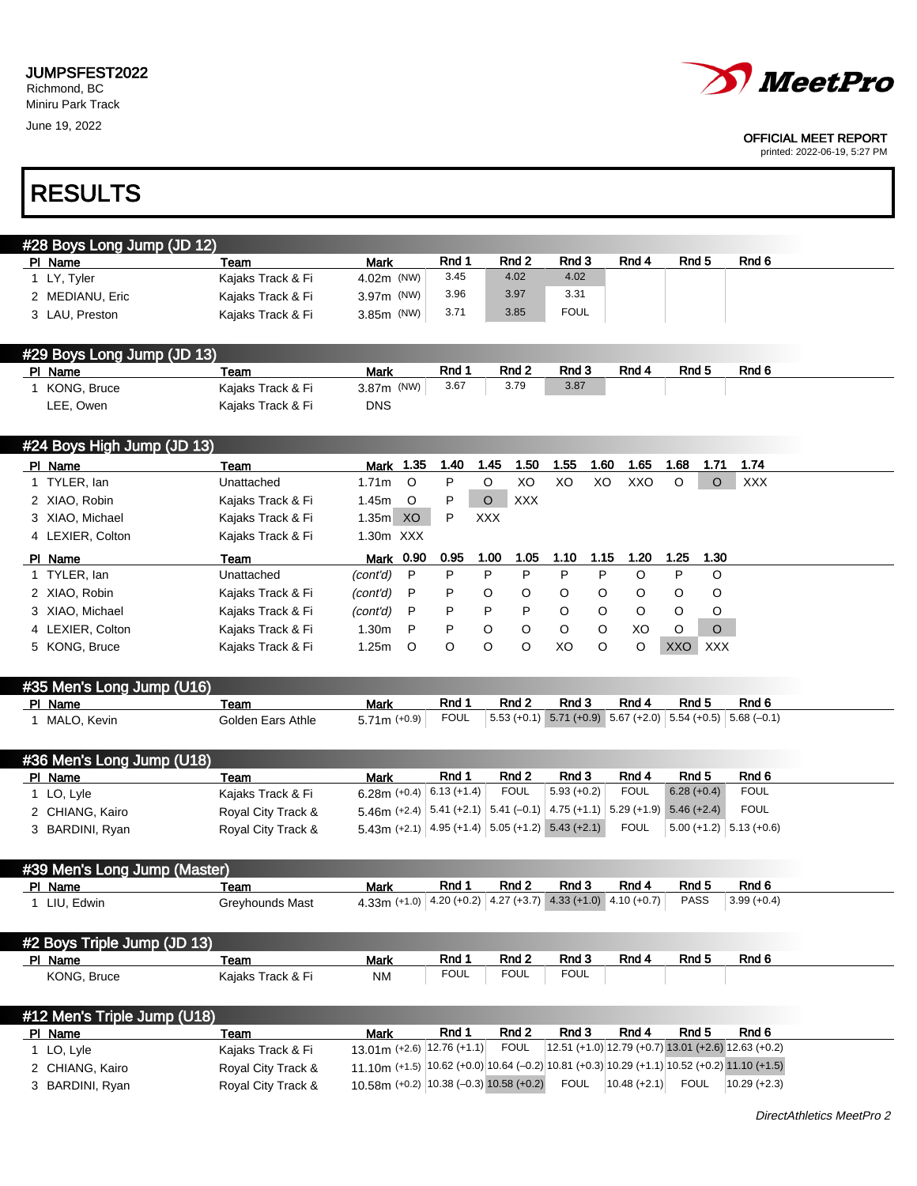JUMPSFEST2022
Richmond, BC
Miniru Park Track
June 19, 2022

MeetPro

OFFICIAL MEET REPORT
printed: 2022-06-19, 5:27 PM

# RESULTS

## #28 Boys Long Jump (JD 12)

| Pl | Name | Team | Mark | Rnd 1 | Rnd 2 | Rnd 3 | Rnd 4 | Rnd 5 | Rnd 6 |
|---|---|---|---|---|---|---|---|---|---|
| 1 | LY, Tyler | Kajaks Track & Fi | 4.02m (NW) | 3.45 | 4.02 | 4.02 | | | |
| 2 | MEDIANU, Eric | Kajaks Track & Fi | 3.97m (NW) | 3.96 | 3.97 | 3.31 | | | |
| 3 | LAU, Preston | Kajaks Track & Fi | 3.85m (NW) | 3.71 | 3.85 | FOUL | | | |

## #29 Boys Long Jump (JD 13)

| Pl | Name | Team | Mark | Rnd 1 | Rnd 2 | Rnd 3 | Rnd 4 | Rnd 5 | Rnd 6 |
|---|---|---|---|---|---|---|---|---|---|
| 1 | KONG, Bruce | Kajaks Track & Fi | 3.87m (NW) | 3.67 | 3.79 | 3.87 | | | |
| | LEE, Owen | Kajaks Track & Fi | DNS | | | | | | |

## #24 Boys High Jump (JD 13)

| Pl | Name | Team | Mark | 1.35 | 1.40 | 1.45 | 1.50 | 1.55 | 1.60 | 1.65 | 1.68 | 1.71 | 1.74 |
|---|---|---|---|---|---|---|---|---|---|---|---|---|---|
| 1 | TYLER, Ian | Unattached | 1.71m | O | P | O | XO | XO | XO | XXO | O | O | XXX |
| 2 | XIAO, Robin | Kajaks Track & Fi | 1.45m | O | P | O | XXX | | | | | | |
| 3 | XIAO, Michael | Kajaks Track & Fi | 1.35m | XO | P | XXX | | | | | | | |
| 4 | LEXIER, Colton | Kajaks Track & Fi | 1.30m | XXX | | | | | | | | | |

| Pl | Name | Team | Mark | 0.90 | 0.95 | 1.00 | 1.05 | 1.10 | 1.15 | 1.20 | 1.25 | 1.30 |
|---|---|---|---|---|---|---|---|---|---|---|---|---|
| 1 | TYLER, Ian | Unattached | *(cont'd)* | P | P | P | P | P | P | O | P | O |
| 2 | XIAO, Robin | Kajaks Track & Fi | *(cont'd)* | P | P | O | O | O | O | O | O | O |
| 3 | XIAO, Michael | Kajaks Track & Fi | *(cont'd)* | P | P | P | P | O | O | O | O | O |
| 4 | LEXIER, Colton | Kajaks Track & Fi | 1.30m | P | P | O | O | O | O | XO | O | O |
| 5 | KONG, Bruce | Kajaks Track & Fi | 1.25m | O | O | O | O | XO | O | O | XXO | XXX |

## #35 Men's Long Jump (U16)

| Pl | Name | Team | Mark | Rnd 1 | Rnd 2 | Rnd 3 | Rnd 4 | Rnd 5 | Rnd 6 |
|---|---|---|---|---|---|---|---|---|---|
| 1 | MALO, Kevin | Golden Ears Athle | 5.71m (+0.9) | FOUL | 5.53 (+0.1) | 5.71 (+0.9) | 5.67 (+2.0) | 5.54 (+0.5) | 5.68 (–0.1) |

## #36 Men's Long Jump (U18)

| Pl | Name | Team | Mark | Rnd 1 | Rnd 2 | Rnd 3 | Rnd 4 | Rnd 5 | Rnd 6 |
|---|---|---|---|---|---|---|---|---|---|
| 1 | LO, Lyle | Kajaks Track & Fi | 6.28m (+0.4) | 6.13 (+1.4) | FOUL | 5.93 (+0.2) | FOUL | 6.28 (+0.4) | FOUL |
| 2 | CHIANG, Kairo | Royal City Track & | 5.46m (+2.4) | 5.41 (+2.1) | 5.41 (–0.1) | 4.75 (+1.1) | 5.29 (+1.9) | 5.46 (+2.4) | FOUL |
| 3 | BARDINI, Ryan | Royal City Track & | 5.43m (+2.1) | 4.95 (+1.4) | 5.05 (+1.2) | 5.43 (+2.1) | FOUL | 5.00 (+1.2) | 5.13 (+0.6) |

## #39 Men's Long Jump (Master)

| Pl | Name | Team | Mark | Rnd 1 | Rnd 2 | Rnd 3 | Rnd 4 | Rnd 5 | Rnd 6 |
|---|---|---|---|---|---|---|---|---|---|
| 1 | LIU, Edwin | Greyhounds Mast | 4.33m (+1.0) | 4.20 (+0.2) | 4.27 (+3.7) | 4.33 (+1.0) | 4.10 (+0.7) | PASS | 3.99 (+0.4) |

## #2 Boys Triple Jump (JD 13)

| Pl | Name | Team | Mark | Rnd 1 | Rnd 2 | Rnd 3 | Rnd 4 | Rnd 5 | Rnd 6 |
|---|---|---|---|---|---|---|---|---|---|
| | KONG, Bruce | Kajaks Track & Fi | NM | FOUL | FOUL | FOUL | | | |

## #12 Men's Triple Jump (U18)

| Pl | Name | Team | Mark | Rnd 1 | Rnd 2 | Rnd 3 | Rnd 4 | Rnd 5 | Rnd 6 |
|---|---|---|---|---|---|---|---|---|---|
| 1 | LO, Lyle | Kajaks Track & Fi | 13.01m (+2.6) | 12.76 (+1.1) | FOUL | 12.51 (+1.0) | 12.79 (+0.7) | 13.01 (+2.6) | 12.63 (+0.2) |
| 2 | CHIANG, Kairo | Royal City Track & | 11.10m (+1.5) | 10.62 (+0.0) | 10.64 (–0.2) | 10.81 (+0.3) | 10.29 (+1.1) | 10.52 (+0.2) | 11.10 (+1.5) |
| 3 | BARDINI, Ryan | Royal City Track & | 10.58m (+0.2) | 10.38 (–0.3) | 10.58 (+0.2) | FOUL | 10.48 (+2.1) | FOUL | 10.29 (+2.3) |

*DirectAthletics MeetPro 2*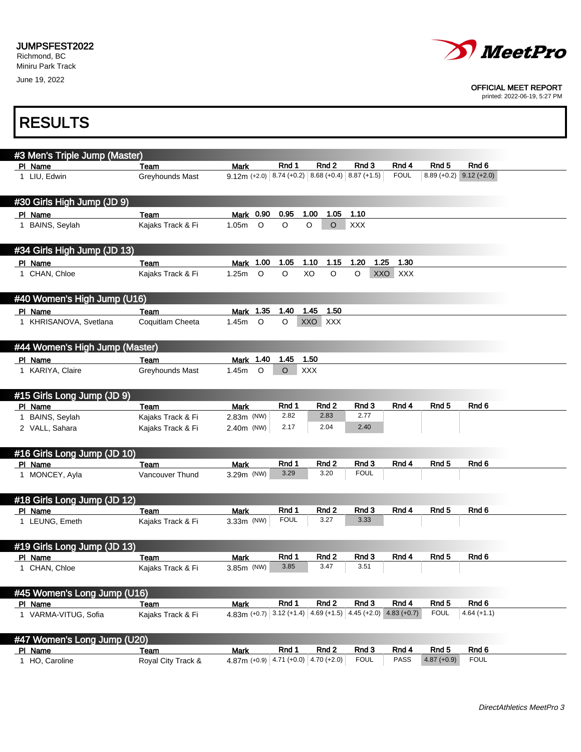JUMPSFEST2022
Richmond, BC
Miniru Park Track
June 19, 2022

OFFICIAL MEET REPORT
printed: 2022-06-19, 5:27 PM

# RESULTS

## #3 Men's Triple Jump (Master)

| Pl | Name | Team | Mark | Rnd 1 | Rnd 2 | Rnd 3 | Rnd 4 | Rnd 5 | Rnd 6 |
|---|---|---|---|---|---|---|---|---|---|
| 1 | LIU, Edwin | Greyhounds Mast | 9.12m (+2.0) | 8.74 (+0.2) | 8.68 (+0.4) | 8.87 (+1.5) | FOUL | 8.89 (+0.2) | 9.12 (+2.0) |

## #30 Girls High Jump (JD 9)

| Pl | Name | Team | Mark | 0.90 | 0.95 | 1.00 | 1.05 | 1.10 |
|---|---|---|---|---|---|---|---|---|
| 1 | BAINS, Seylah | Kajaks Track & Fi | 1.05m | O | O | O | O | XXX |

## #34 Girls High Jump (JD 13)

| Pl | Name | Team | Mark | 1.00 | 1.05 | 1.10 | 1.15 | 1.20 | 1.25 | 1.30 |
|---|---|---|---|---|---|---|---|---|---|---|
| 1 | CHAN, Chloe | Kajaks Track & Fi | 1.25m | O | O | XO | O | O | XXO | XXX |

## #40 Women's High Jump (U16)

| Pl | Name | Team | Mark | 1.35 | 1.40 | 1.45 | 1.50 |
|---|---|---|---|---|---|---|---|
| 1 | KHRISANOVA, Svetlana | Coquitlam Cheeta | 1.45m | O | O | XXO | XXX |

## #44 Women's High Jump (Master)

| Pl | Name | Team | Mark | 1.40 | 1.45 | 1.50 |
|---|---|---|---|---|---|---|
| 1 | KARIYA, Claire | Greyhounds Mast | 1.45m | O | O | XXX |

## #15 Girls Long Jump (JD 9)

| Pl | Name | Team | Mark | Rnd 1 | Rnd 2 | Rnd 3 | Rnd 4 | Rnd 5 | Rnd 6 |
|---|---|---|---|---|---|---|---|---|---|
| 1 | BAINS, Seylah | Kajaks Track & Fi | 2.83m (NW) | 2.82 | 2.83 | 2.77 | | | |
| 2 | VALL, Sahara | Kajaks Track & Fi | 2.40m (NW) | 2.17 | 2.04 | 2.40 | | | |

## #16 Girls Long Jump (JD 10)

| Pl | Name | Team | Mark | Rnd 1 | Rnd 2 | Rnd 3 | Rnd 4 | Rnd 5 | Rnd 6 |
|---|---|---|---|---|---|---|---|---|---|
| 1 | MONCEY, Ayla | Vancouver Thund | 3.29m (NW) | 3.29 | 3.20 | FOUL | | | |

## #18 Girls Long Jump (JD 12)

| Pl | Name | Team | Mark | Rnd 1 | Rnd 2 | Rnd 3 | Rnd 4 | Rnd 5 | Rnd 6 |
|---|---|---|---|---|---|---|---|---|---|
| 1 | LEUNG, Emeth | Kajaks Track & Fi | 3.33m (NW) | FOUL | 3.27 | 3.33 | | | |

## #19 Girls Long Jump (JD 13)

| Pl | Name | Team | Mark | Rnd 1 | Rnd 2 | Rnd 3 | Rnd 4 | Rnd 5 | Rnd 6 |
|---|---|---|---|---|---|---|---|---|---|
| 1 | CHAN, Chloe | Kajaks Track & Fi | 3.85m (NW) | 3.85 | 3.47 | 3.51 | | | |

## #45 Women's Long Jump (U16)

| Pl | Name | Team | Mark | Rnd 1 | Rnd 2 | Rnd 3 | Rnd 4 | Rnd 5 | Rnd 6 |
|---|---|---|---|---|---|---|---|---|---|
| 1 | VARMA-VITUG, Sofia | Kajaks Track & Fi | 4.83m (+0.7) | 3.12 (+1.4) | 4.69 (+1.5) | 4.45 (+2.0) | 4.83 (+0.7) | FOUL | 4.64 (+1.1) |

## #47 Women's Long Jump (U20)

| Pl | Name | Team | Mark | Rnd 1 | Rnd 2 | Rnd 3 | Rnd 4 | Rnd 5 | Rnd 6 |
|---|---|---|---|---|---|---|---|---|---|
| 1 | HO, Caroline | Royal City Track & | 4.87m (+0.9) | 4.71 (+0.0) | 4.70 (+2.0) | FOUL | PASS | 4.87 (+0.9) | FOUL |

*DirectAthletics MeetPro 3*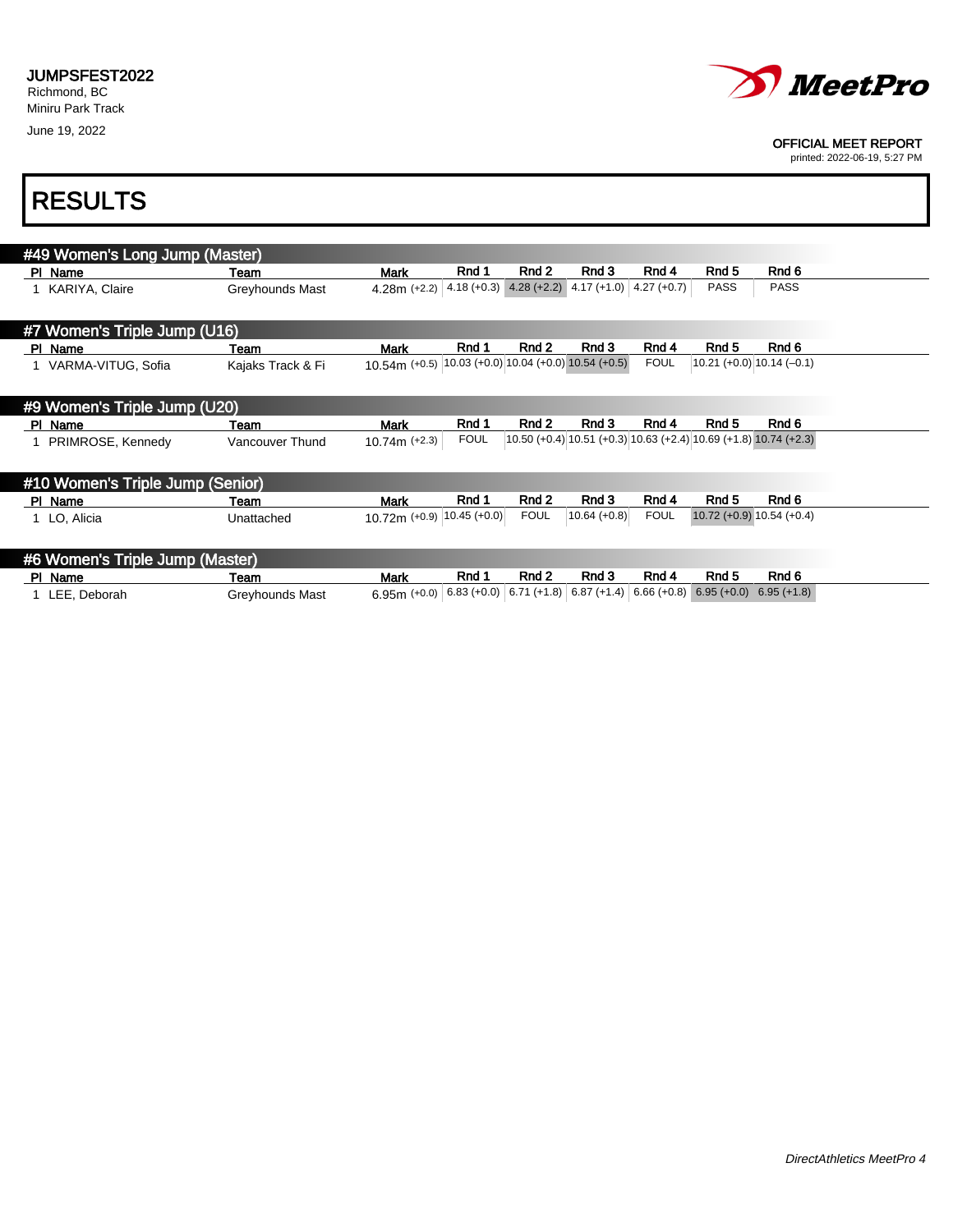JUMPSFEST2022
Richmond, BC
Miniru Park Track
June 19, 2022

OFFICIAL MEET REPORT
printed: 2022-06-19, 5:27 PM

# RESULTS

## #49 Women's Long Jump (Master)

| Pl | Name | Team | Mark | Rnd 1 | Rnd 2 | Rnd 3 | Rnd 4 | Rnd 5 | Rnd 6 |
|---|---|---|---|---|---|---|---|---|---|
| 1 | KARIYA, Claire | Greyhounds Mast | 4.28m (+2.2) | 4.18 (+0.3) | 4.28 (+2.2) | 4.17 (+1.0) | 4.27 (+0.7) | PASS | PASS |

## #7 Women's Triple Jump (U16)

| Pl | Name | Team | Mark | Rnd 1 | Rnd 2 | Rnd 3 | Rnd 4 | Rnd 5 | Rnd 6 |
|---|---|---|---|---|---|---|---|---|---|
| 1 | VARMA-VITUG, Sofia | Kajaks Track & Fi | 10.54m (+0.5) | 10.03 (+0.0) | 10.04 (+0.0) | 10.54 (+0.5) | FOUL | 10.21 (+0.0) | 10.14 (–0.1) |

## #9 Women's Triple Jump (U20)

| Pl | Name | Team | Mark | Rnd 1 | Rnd 2 | Rnd 3 | Rnd 4 | Rnd 5 | Rnd 6 |
|---|---|---|---|---|---|---|---|---|---|
| 1 | PRIMROSE, Kennedy | Vancouver Thund | 10.74m (+2.3) | FOUL | 10.50 (+0.4) | 10.51 (+0.3) | 10.63 (+2.4) | 10.69 (+1.8) | 10.74 (+2.3) |

## #10 Women's Triple Jump (Senior)

| Pl | Name | Team | Mark | Rnd 1 | Rnd 2 | Rnd 3 | Rnd 4 | Rnd 5 | Rnd 6 |
|---|---|---|---|---|---|---|---|---|---|
| 1 | LO, Alicia | Unattached | 10.72m (+0.9) | 10.45 (+0.0) | FOUL | 10.64 (+0.8) | FOUL | 10.72 (+0.9) | 10.54 (+0.4) |

## #6 Women's Triple Jump (Master)

| Pl | Name | Team | Mark | Rnd 1 | Rnd 2 | Rnd 3 | Rnd 4 | Rnd 5 | Rnd 6 |
|---|---|---|---|---|---|---|---|---|---|
| 1 | LEE, Deborah | Greyhounds Mast | 6.95m (+0.0) | 6.83 (+0.0) | 6.71 (+1.8) | 6.87 (+1.4) | 6.66 (+0.8) | 6.95 (+0.0) | 6.95 (+1.8) |

*DirectAthletics MeetPro 4*